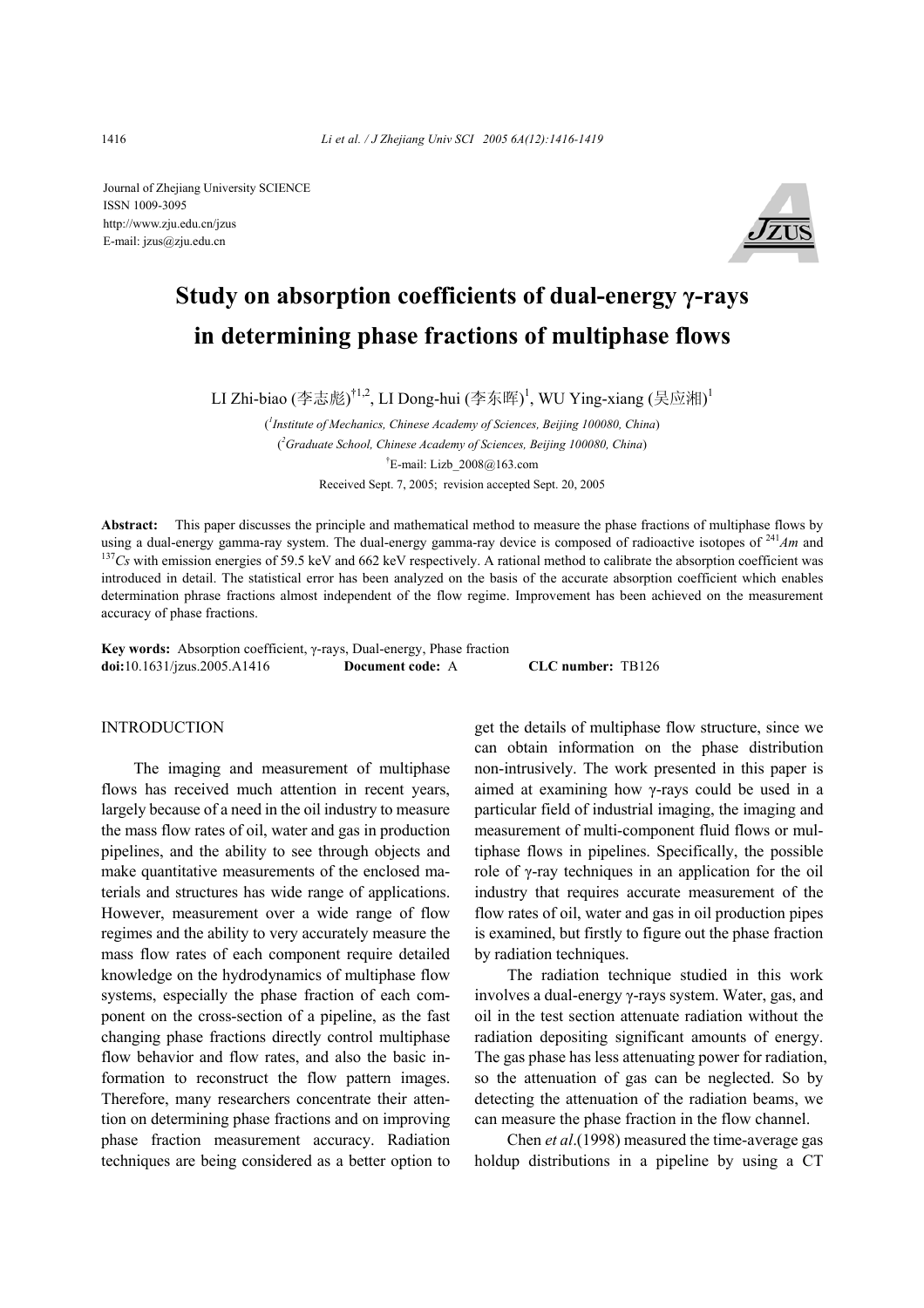Journal of Zhejiang University SCIENCE
ISSN 1009-3095
http://www.zju.edu.cn/jzus
E-mail: jzus@zju.edu.cn

# Study on absorption coefficients of dual-energy γ-rays in determining phase fractions of multiphase flows

LI Zhi-biao (李志彪)[†1,2], LI Dong-hui (李东晖)[1], WU Ying-xiang (吴应湘)[1]

([1]*Institute of Mechanics, Chinese Academy of Sciences, Beijing 100080, China*)

([2]*Graduate School, Chinese Academy of Sciences, Beijing 100080, China*)

[†]E-mail: Lizb_2008@163.com

Received Sept. 7, 2005; revision accepted Sept. 20, 2005

**Abstract:** This paper discusses the principle and mathematical method to measure the phase fractions of multiphase flows by using a dual-energy gamma-ray system. The dual-energy gamma-ray device is composed of radioactive isotopes of $^{241}Am$ and $^{137}Cs$ with emission energies of 59.5 keV and 662 keV respectively. A rational method to calibrate the absorption coefficient was introduced in detail. The statistical error has been analyzed on the basis of the accurate absorption coefficient which enables determination phrase fractions almost independent of the flow regime. Improvement has been achieved on the measurement accuracy of phase fractions.

**Key words:** Absorption coefficient, γ-rays, Dual-energy, Phase fraction
**doi:**10.1631/jzus.2005.A1416 **Document code:** A **CLC number:** TB126

## INTRODUCTION

The imaging and measurement of multiphase flows has received much attention in recent years, largely because of a need in the oil industry to measure the mass flow rates of oil, water and gas in production pipelines, and the ability to see through objects and make quantitative measurements of the enclosed materials and structures has wide range of applications. However, measurement over a wide range of flow regimes and the ability to very accurately measure the mass flow rates of each component require detailed knowledge on the hydrodynamics of multiphase flow systems, especially the phase fraction of each component on the cross-section of a pipeline, as the fast changing phase fractions directly control multiphase flow behavior and flow rates, and also the basic information to reconstruct the flow pattern images. Therefore, many researchers concentrate their attention on determining phase fractions and on improving phase fraction measurement accuracy. Radiation techniques are being considered as a better option to get the details of multiphase flow structure, since we can obtain information on the phase distribution non-intrusively. The work presented in this paper is aimed at examining how γ-rays could be used in a particular field of industrial imaging, the imaging and measurement of multi-component fluid flows or multiphase flows in pipelines. Specifically, the possible role of γ-ray techniques in an application for the oil industry that requires accurate measurement of the flow rates of oil, water and gas in oil production pipes is examined, but firstly to figure out the phase fraction by radiation techniques.

The radiation technique studied in this work involves a dual-energy γ-rays system. Water, gas, and oil in the test section attenuate radiation without the radiation depositing significant amounts of energy. The gas phase has less attenuating power for radiation, so the attenuation of gas can be neglected. So by detecting the attenuation of the radiation beams, we can measure the phase fraction in the flow channel.

Chen *et al*.(1998) measured the time-average gas holdup distributions in a pipeline by using a CT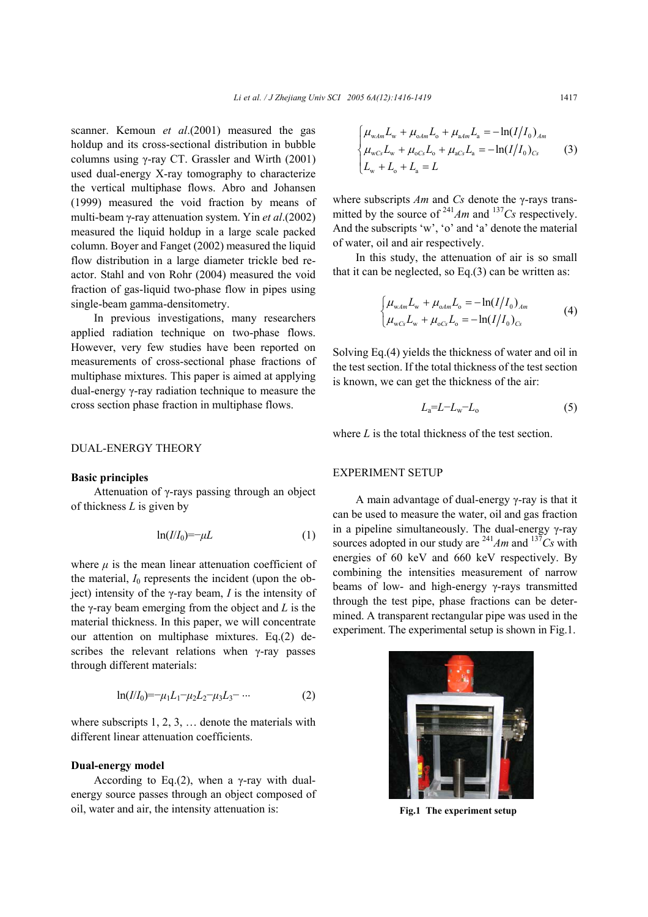scanner. Kemoun *et al*.(2001) measured the gas holdup and its cross-sectional distribution in bubble columns using γ-ray CT. Grassler and Wirth (2001) used dual-energy X-ray tomography to characterize the vertical multiphase flows. Abro and Johansen (1999) measured the void fraction by means of multi-beam γ-ray attenuation system. Yin *et al*.(2002) measured the liquid holdup in a large scale packed column. Boyer and Fanget (2002) measured the liquid flow distribution in a large diameter trickle bed reactor. Stahl and von Rohr (2004) measured the void fraction of gas-liquid two-phase flow in pipes using single-beam gamma-densitometry.

In previous investigations, many researchers applied radiation technique on two-phase flows. However, very few studies have been reported on measurements of cross-sectional phase fractions of multiphase mixtures. This paper is aimed at applying dual-energy γ-ray radiation technique to measure the cross section phase fraction in multiphase flows.

## DUAL-ENERGY THEORY

### Basic principles

Attenuation of γ-rays passing through an object of thickness $L$ is given by

$$\ln(I/I_0)=-\mu L \tag{1}$$

where $\mu$ is the mean linear attenuation coefficient of the material, $I_0$ represents the incident (upon the object) intensity of the γ-ray beam, $I$ is the intensity of the γ-ray beam emerging from the object and $L$ is the material thickness. In this paper, we will concentrate our attention on multiphase mixtures. Eq.(2) describes the relevant relations when γ-ray passes through different materials:

$$\ln(I/I_0)=-\mu_1 L_1-\mu_2 L_2-\mu_3 L_3-\cdots \tag{2}$$

where subscripts 1, 2, 3, … denote the materials with different linear attenuation coefficients.

### Dual-energy model

According to Eq.(2), when a γ-ray with dual-energy source passes through an object composed of oil, water and air, the intensity attenuation is:

$$\begin{cases} \mu_{\text{w}Am}L_{\text{w}}+\mu_{\text{o}Am}L_{\text{o}}+\mu_{\text{a}Am}L_{\text{a}}=-\ln(I/I_0)_{Am} \\ \mu_{\text{w}Cs}L_{\text{w}}+\mu_{\text{o}Cs}L_{\text{o}}+\mu_{\text{a}Cs}L_{\text{a}}=-\ln(I/I_0)_{Cs} \\ L_{\text{w}}+L_{\text{o}}+L_{\text{a}}=L \end{cases} \tag{3}$$

where subscripts $Am$ and $Cs$ denote the γ-rays transmitted by the source of $^{241}Am$ and $^{137}Cs$ respectively. And the subscripts 'w', 'o' and 'a' denote the material of water, oil and air respectively.

In this study, the attenuation of air is so small that it can be neglected, so Eq.(3) can be written as:

$$\begin{cases} \mu_{\text{w}Am}L_{\text{w}}+\mu_{\text{o}Am}L_{\text{o}}=-\ln(I/I_0)_{Am} \\ \mu_{\text{w}Cs}L_{\text{w}}+\mu_{\text{o}Cs}L_{\text{o}}=-\ln(I/I_0)_{Cs} \end{cases} \tag{4}$$

Solving Eq.(4) yields the thickness of water and oil in the test section. If the total thickness of the test section is known, we can get the thickness of the air:

$$L_{\text{a}}=L-L_{\text{w}}-L_{\text{o}} \tag{5}$$

where $L$ is the total thickness of the test section.

## EXPERIMENT SETUP

A main advantage of dual-energy γ-ray is that it can be used to measure the water, oil and gas fraction in a pipeline simultaneously. The dual-energy γ-ray sources adopted in our study are $^{241}Am$ and $^{137}Cs$ with energies of 60 keV and 660 keV respectively. By combining the intensities measurement of narrow beams of low- and high-energy γ-rays transmitted through the test pipe, phase fractions can be determined. A transparent rectangular pipe was used in the experiment. The experimental setup is shown in Fig.1.

**Fig.1 The experiment setup**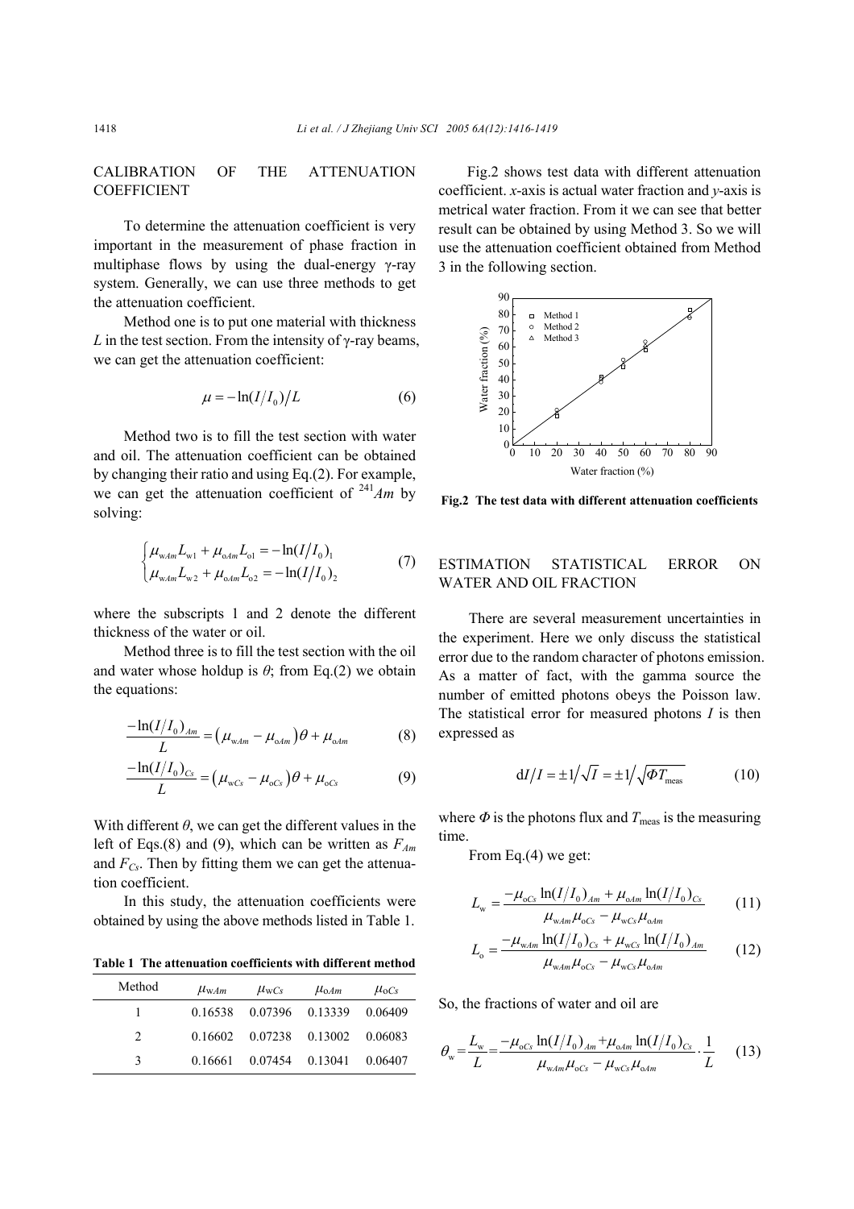## CALIBRATION OF THE ATTENUATION COEFFICIENT

To determine the attenuation coefficient is very important in the measurement of phase fraction in multiphase flows by using the dual-energy γ-ray system. Generally, we can use three methods to get the attenuation coefficient.

Method one is to put one material with thickness $L$ in the test section. From the intensity of γ-ray beams, we can get the attenuation coefficient:

$$\mu = -\ln(I/I_0)/L \tag{6}$$

Method two is to fill the test section with water and oil. The attenuation coefficient can be obtained by changing their ratio and using Eq.(2). For example, we can get the attenuation coefficient of $^{241}Am$ by solving:

$$\begin{cases} \mu_{wAm} L_{w1} + \mu_{oAm} L_{o1} = -\ln(I/I_0)_1 \\ \mu_{wAm} L_{w2} + \mu_{oAm} L_{o2} = -\ln(I/I_0)_2 \end{cases} \tag{7}$$

where the subscripts 1 and 2 denote the different thickness of the water or oil.

Method three is to fill the test section with the oil and water whose holdup is $\theta$; from Eq.(2) we obtain the equations:

$$\frac{-\ln(I/I_0)_{Am}}{L} = \left(\mu_{wAm} - \mu_{oAm}\right)\theta + \mu_{oAm} \tag{8}$$

$$\frac{-\ln(I/I_0)_{Cs}}{L} = \left(\mu_{wCs} - \mu_{oCs}\right)\theta + \mu_{oCs} \tag{9}$$

With different $\theta$, we can get the different values in the left of Eqs.(8) and (9), which can be written as $F_{Am}$ and $F_{Cs}$. Then by fitting them we can get the attenuation coefficient.

In this study, the attenuation coefficients were obtained by using the above methods listed in Table 1.

**Table 1 The attenuation coefficients with different method**

| Method | $\mu_{wAm}$ | $\mu_{wCs}$ | $\mu_{oAm}$ | $\mu_{oCs}$ |
|---|---|---|---|---|
| 1 | 0.16538 | 0.07396 | 0.13339 | 0.06409 |
| 2 | 0.16602 | 0.07238 | 0.13002 | 0.06083 |
| 3 | 0.16661 | 0.07454 | 0.13041 | 0.06407 |

Fig.2 shows test data with different attenuation coefficient. $x$-axis is actual water fraction and $y$-axis is metrical water fraction. From it we can see that better result can be obtained by using Method 3. So we will use the attenuation coefficient obtained from Method 3 in the following section.

**Fig.2 The test data with different attenuation coefficients**

## ESTIMATION STATISTICAL ERROR ON WATER AND OIL FRACTION

There are several measurement uncertainties in the experiment. Here we only discuss the statistical error due to the random character of photons emission. As a matter of fact, with the gamma source the number of emitted photons obeys the Poisson law. The statistical error for measured photons $I$ is then expressed as

$$\mathrm{d}I/I = \pm 1/\sqrt{I} = \pm 1/\sqrt{\Phi T_{\text{meas}}} \tag{10}$$

where $\Phi$ is the photons flux and $T_{\text{meas}}$ is the measuring time.

From Eq.(4) we get:

$$L_w = \frac{-\mu_{oCs}\ln(I/I_0)_{Am} + \mu_{oAm}\ln(I/I_0)_{Cs}}{\mu_{wAm}\mu_{oCs} - \mu_{wCs}\mu_{oAm}} \tag{11}$$

$$L_o = \frac{-\mu_{wAm}\ln(I/I_0)_{Cs} + \mu_{wCs}\ln(I/I_0)_{Am}}{\mu_{wAm}\mu_{oCs} - \mu_{wCs}\mu_{oAm}} \tag{12}$$

So, the fractions of water and oil are

$$\theta_w = \frac{L_w}{L} = \frac{-\mu_{oCs}\ln(I/I_0)_{Am} + \mu_{oAm}\ln(I/I_0)_{Cs}}{\mu_{wAm}\mu_{oCs} - \mu_{wCs}\mu_{oAm}} \cdot \frac{1}{L} \tag{13}$$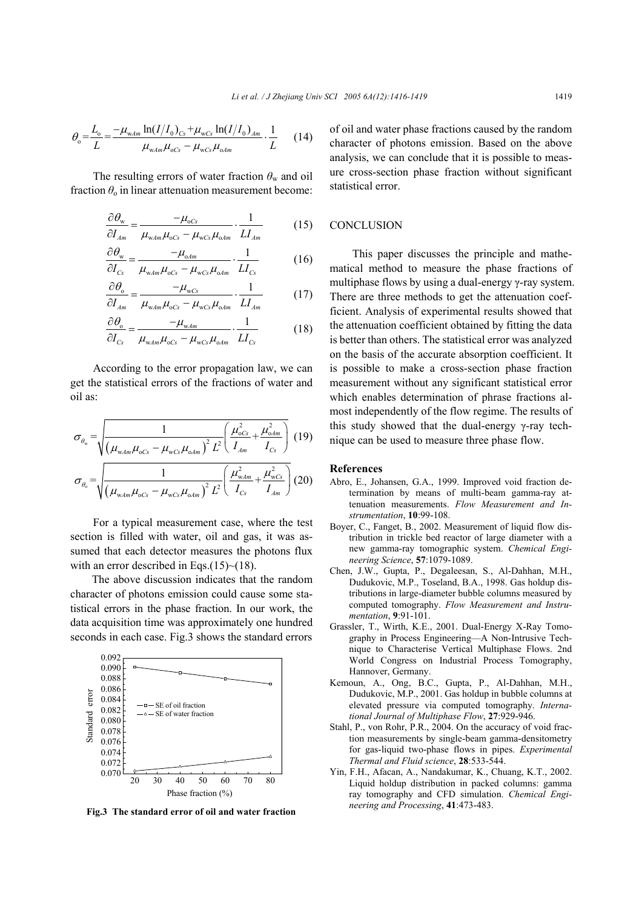$$\theta_{\mathrm{o}}=\frac{L_{\mathrm{o}}}{L}=\frac{-\mu_{\mathrm{w}Am}\ln(I/I_0)_{Cs}+\mu_{\mathrm{w}Cs}\ln(I/I_0)_{Am}}{\mu_{\mathrm{w}Am}\mu_{\mathrm{o}Cs}-\mu_{\mathrm{w}Cs}\mu_{\mathrm{o}Am}}\cdot\frac{1}{L} \quad (14)$$

The resulting errors of water fraction $\theta_{\mathrm{w}}$ and oil fraction $\theta_{\mathrm{o}}$ in linear attenuation measurement become:

$$\frac{\partial\theta_{\mathrm{w}}}{\partial I_{Am}}=\frac{-\mu_{\mathrm{o}Cs}}{\mu_{\mathrm{w}Am}\mu_{\mathrm{o}Cs}-\mu_{\mathrm{w}Cs}\mu_{\mathrm{o}Am}}\cdot\frac{1}{LI_{Am}} \quad (15)$$

$$\frac{\partial\theta_{\mathrm{w}}}{\partial I_{Cs}}=\frac{-\mu_{\mathrm{o}Am}}{\mu_{\mathrm{w}Am}\mu_{\mathrm{o}Cs}-\mu_{\mathrm{w}Cs}\mu_{\mathrm{o}Am}}\cdot\frac{1}{LI_{Cs}} \quad (16)$$

$$\frac{\partial\theta_{\mathrm{o}}}{\partial I_{Am}}=\frac{-\mu_{\mathrm{w}Cs}}{\mu_{\mathrm{w}Am}\mu_{\mathrm{o}Cs}-\mu_{\mathrm{w}Cs}\mu_{\mathrm{o}Am}}\cdot\frac{1}{LI_{Am}} \quad (17)$$

$$\frac{\partial\theta_{\mathrm{o}}}{\partial I_{Cs}}=\frac{-\mu_{\mathrm{w}Am}}{\mu_{\mathrm{w}Am}\mu_{\mathrm{o}Cs}-\mu_{\mathrm{w}Cs}\mu_{\mathrm{o}Am}}\cdot\frac{1}{LI_{Cs}} \quad (18)$$

According to the error propagation law, we can get the statistical errors of the fractions of water and oil as:

$$\sigma_{\theta_{\mathrm{w}}}=\sqrt{\frac{1}{\left(\mu_{\mathrm{w}Am}\mu_{\mathrm{o}Cs}-\mu_{\mathrm{w}Cs}\mu_{\mathrm{o}Am}\right)^2L^2}\left(\frac{\mu_{\mathrm{o}Cs}^2}{I_{Am}}+\frac{\mu_{\mathrm{o}Am}^2}{I_{Cs}}\right)} \quad (19)$$

$$\sigma_{\theta_{\mathrm{o}}}=\sqrt{\frac{1}{\left(\mu_{\mathrm{w}Am}\mu_{\mathrm{o}Cs}-\mu_{\mathrm{w}Cs}\mu_{\mathrm{o}Am}\right)^2L^2}\left(\frac{\mu_{\mathrm{w}Am}^2}{I_{Cs}}+\frac{\mu_{\mathrm{w}Cs}^2}{I_{Am}}\right)} \quad (20)$$

For a typical measurement case, where the test section is filled with water, oil and gas, it was assumed that each detector measures the photons flux with an error described in Eqs.(15)~(18).

The above discussion indicates that the random character of photons emission could cause some statistical errors in the phase fraction. In our work, the data acquisition time was approximately one hundred seconds in each case. Fig.3 shows the standard errors of oil and water phase fractions caused by the random character of photons emission. Based on the above analysis, we can conclude that it is possible to measure cross-section phase fraction without significant statistical error.

Standard error
0.092
0.090
0.088
0.086
0.084
0.082
0.080
0.078
0.076
0.074
0.072
0.070
20 30 40 50 60 70 80
Phase fraction (%)
SE of oil fraction
SE of water fraction

**Fig.3 The standard error of oil and water fraction**

## CONCLUSION

This paper discusses the principle and mathematical method to measure the phase fractions of multiphase flows by using a dual-energy γ-ray system. There are three methods to get the attenuation coefficient. Analysis of experimental results showed that the attenuation coefficient obtained by fitting the data is better than others. The statistical error was analyzed on the basis of the accurate absorption coefficient. It is possible to make a cross-section phase fraction measurement without any significant statistical error which enables determination of phrase fractions almost independently of the flow regime. The results of this study showed that the dual-energy γ-ray technique can be used to measure three phase flow.

## References

- Abro, E., Johansen, G.A., 1999. Improved void fraction determination by means of multi-beam gamma-ray attenuation measurements. *Flow Measurement and Instrumentation*, **10**:99-108.
- Boyer, C., Fanget, B., 2002. Measurement of liquid flow distribution in trickle bed reactor of large diameter with a new gamma-ray tomographic system. *Chemical Engineering Science*, **57**:1079-1089.
- Chen, J.W., Gupta, P., Degaleesan, S., Al-Dahhan, M.H., Dudukovic, M.P., Toseland, B.A., 1998. Gas holdup distributions in large-diameter bubble columns measured by computed tomography. *Flow Measurement and Instrumentation*, **9**:91-101.
- Grassler, T., Wirth, K.E., 2001. Dual-Energy X-Ray Tomography in Process Engineering—A Non-Intrusive Technique to Characterise Vertical Multiphase Flows. 2nd World Congress on Industrial Process Tomography, Hannover, Germany.
- Kemoun, A., Ong, B.C., Gupta, P., Al-Dahhan, M.H., Dudukovic, M.P., 2001. Gas holdup in bubble columns at elevated pressure via computed tomography. *International Journal of Multiphase Flow*, **27**:929-946.
- Stahl, P., von Rohr, P.R., 2004. On the accuracy of void fraction measurements by single-beam gamma-densitometry for gas-liquid two-phase flows in pipes. *Experimental Thermal and Fluid science*, **28**:533-544.
- Yin, F.H., Afacan, A., Nandakumar, K., Chuang, K.T., 2002. Liquid holdup distribution in packed columns: gamma ray tomography and CFD simulation. *Chemical Engineering and Processing*, **41**:473-483.